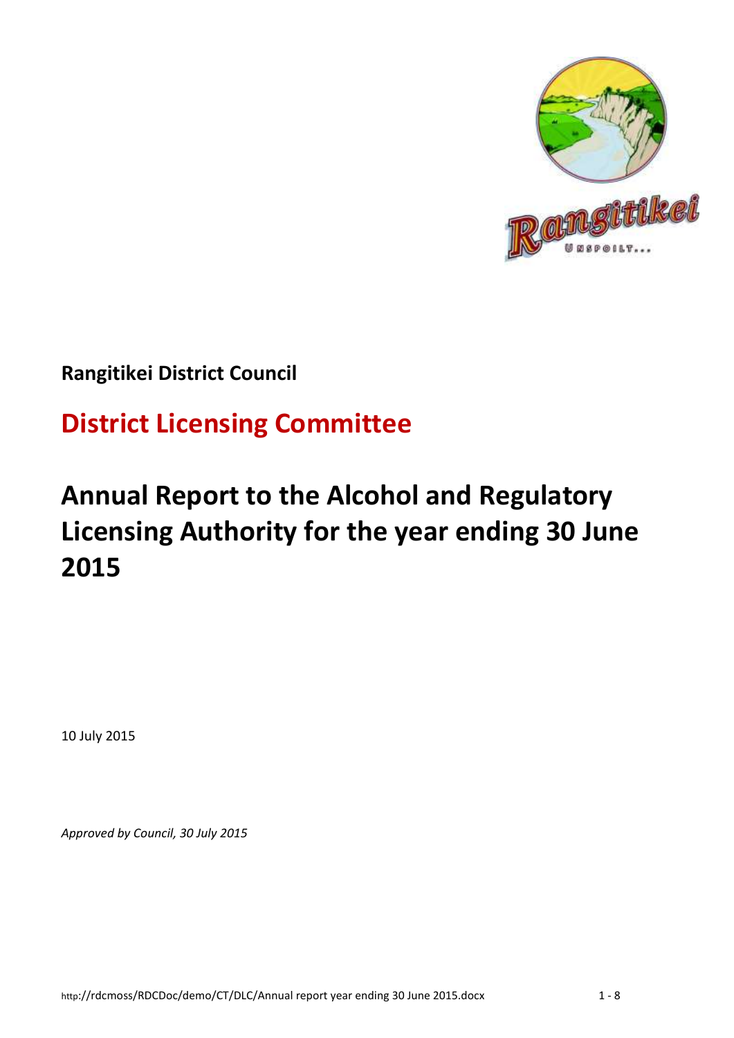**Rangitikei District Council**

## District Licensing Committee

# Annual Report to the Alcohol and Regulatory Licensing Authority for the year ending 30 June 2015

10 July 2015

*Approved by Council, 30 July 2015*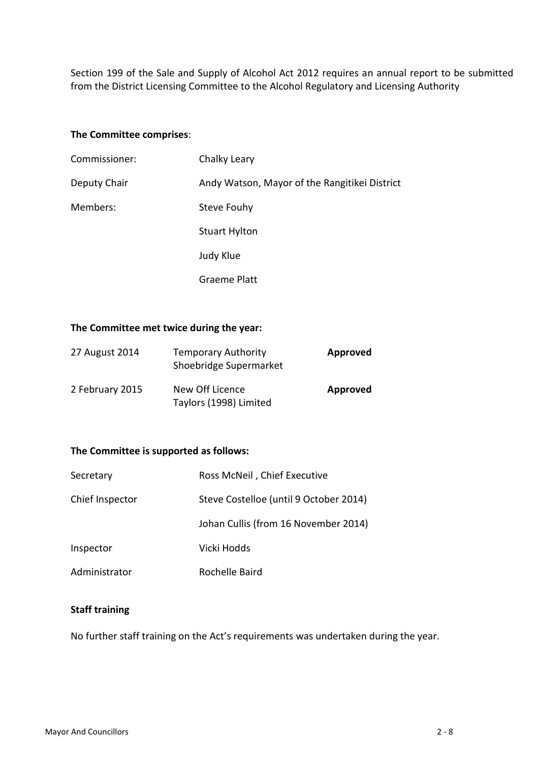Section 199 of the Sale and Supply of Alcohol Act 2012 requires an annual report to be submitted from the District Licensing Committee to the Alcohol Regulatory and Licensing Authority

**The Committee comprises**:

| | |
|---|---|
| Commissioner: | Chalky Leary |
| Deputy Chair | Andy Watson, Mayor of the Rangitikei District |
| Members: | Steve Fouhy |
| | Stuart Hylton |
| | Judy Klue |
| | Graeme Platt |

**The Committee met twice during the year:**

| | | |
|---|---|---|
| 27 August 2014 | Temporary Authority<br>Shoebridge Supermarket | **Approved** |
| 2 February 2015 | New Off Licence<br>Taylors (1998) Limited | **Approved** |

**The Committee is supported as follows:**

| | |
|---|---|
| Secretary | Ross McNeil , Chief Executive |
| Chief Inspector | Steve Costelloe (until 9 October 2014) |
| | Johan Cullis (from 16 November 2014) |
| Inspector | Vicki Hodds |
| Administrator | Rochelle Baird |

**Staff training**

No further staff training on the Act's requirements was undertaken during the year.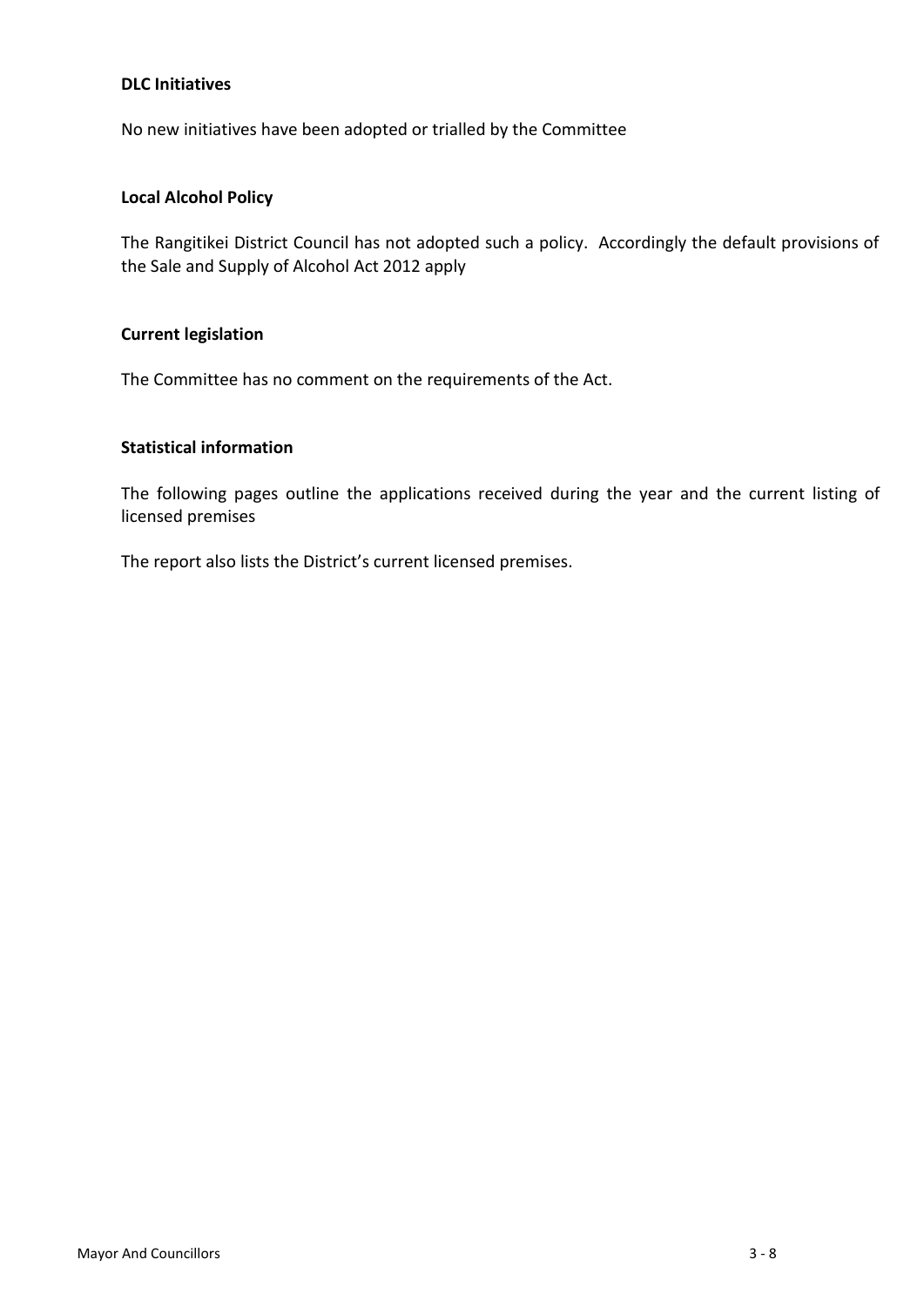**DLC Initiatives**

No new initiatives have been adopted or trialled by the Committee

**Local Alcohol Policy**

The Rangitikei District Council has not adopted such a policy. Accordingly the default provisions of the Sale and Supply of Alcohol Act 2012 apply

**Current legislation**

The Committee has no comment on the requirements of the Act.

**Statistical information**

The following pages outline the applications received during the year and the current listing of licensed premises

The report also lists the District's current licensed premises.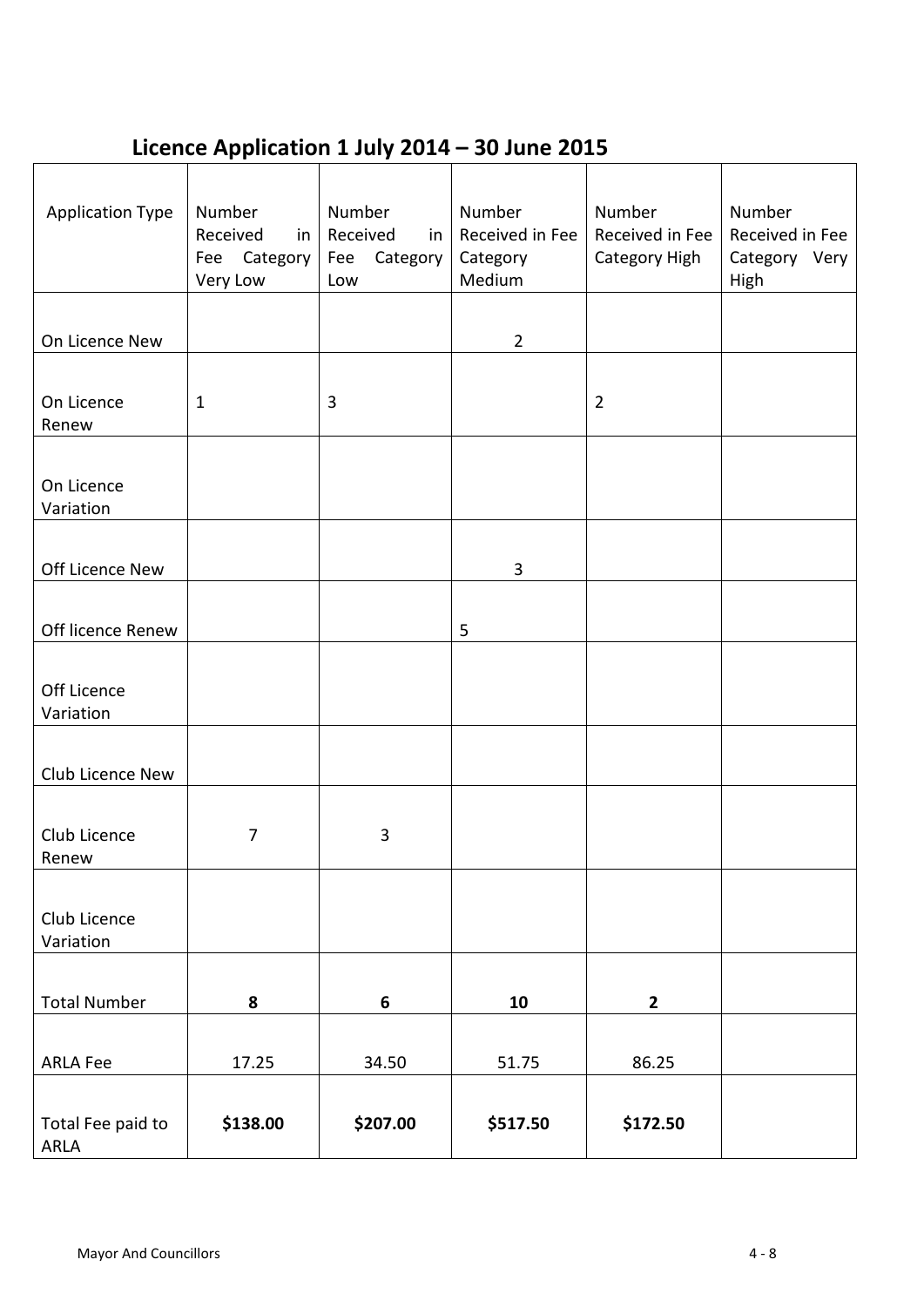## Licence Application 1 July 2014 – 30 June 2015

| Application Type | Number Received in Fee Category Very Low | Number Received in Fee Category Low | Number Received in Fee Category Medium | Number Received in Fee Category High | Number Received in Fee Category Very High |
|---|---|---|---|---|---|
| On Licence New | | | 2 | | |
| On Licence Renew | 1 | 3 | | 2 | |
| On Licence Variation | | | | | |
| Off Licence New | | | 3 | | |
| Off licence Renew | | | 5 | | |
| Off Licence Variation | | | | | |
| Club Licence New | | | | | |
| Club Licence Renew | 7 | 3 | | | |
| Club Licence Variation | | | | | |
| Total Number | **8** | **6** | **10** | **2** | |
| ARLA Fee | 17.25 | 34.50 | 51.75 | 86.25 | |
| Total Fee paid to ARLA | **$138.00** | **$207.00** | **$517.50** | **$172.50** | |

Mayor And Councillors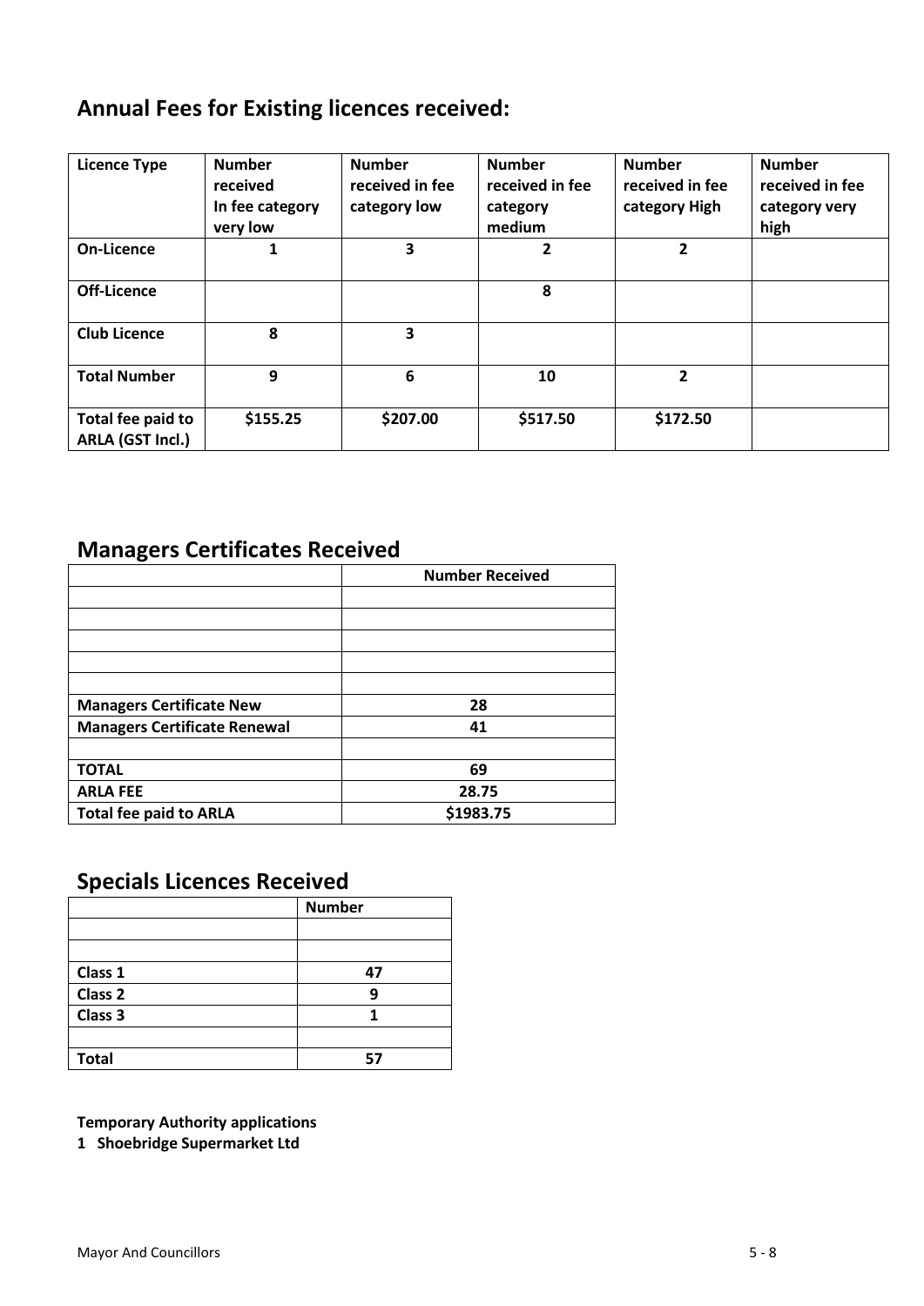## Annual Fees for Existing licences received:

| Licence Type | Number received In fee category very low | Number received in fee category low | Number received in fee category medium | Number received in fee category High | Number received in fee category very high |
|---|---|---|---|---|---|
| **On-Licence** | 1 | 3 | 2 | 2 | |
| **Off-Licence** | | | 8 | | |
| **Club Licence** | 8 | 3 | | | |
| **Total Number** | 9 | 6 | 10 | 2 | |
| **Total fee paid to ARLA (GST Incl.)** | $155.25 | $207.00 | $517.50 | $172.50 | |

## Managers Certificates Received

| | Number Received |
|---|---|
| | |
| | |
| | |
| | |
| | |
| **Managers Certificate New** | 28 |
| **Managers Certificate Renewal** | 41 |
| | |
| **TOTAL** | 69 |
| **ARLA FEE** | 28.75 |
| **Total fee paid to ARLA** | $1983.75 |

## Specials Licences Received

| | Number |
|---|---|
| | |
| | |
| **Class 1** | 47 |
| **Class 2** | 9 |
| **Class 3** | 1 |
| | |
| **Total** | 57 |

**Temporary Authority applications**

**1 Shoebridge Supermarket Ltd**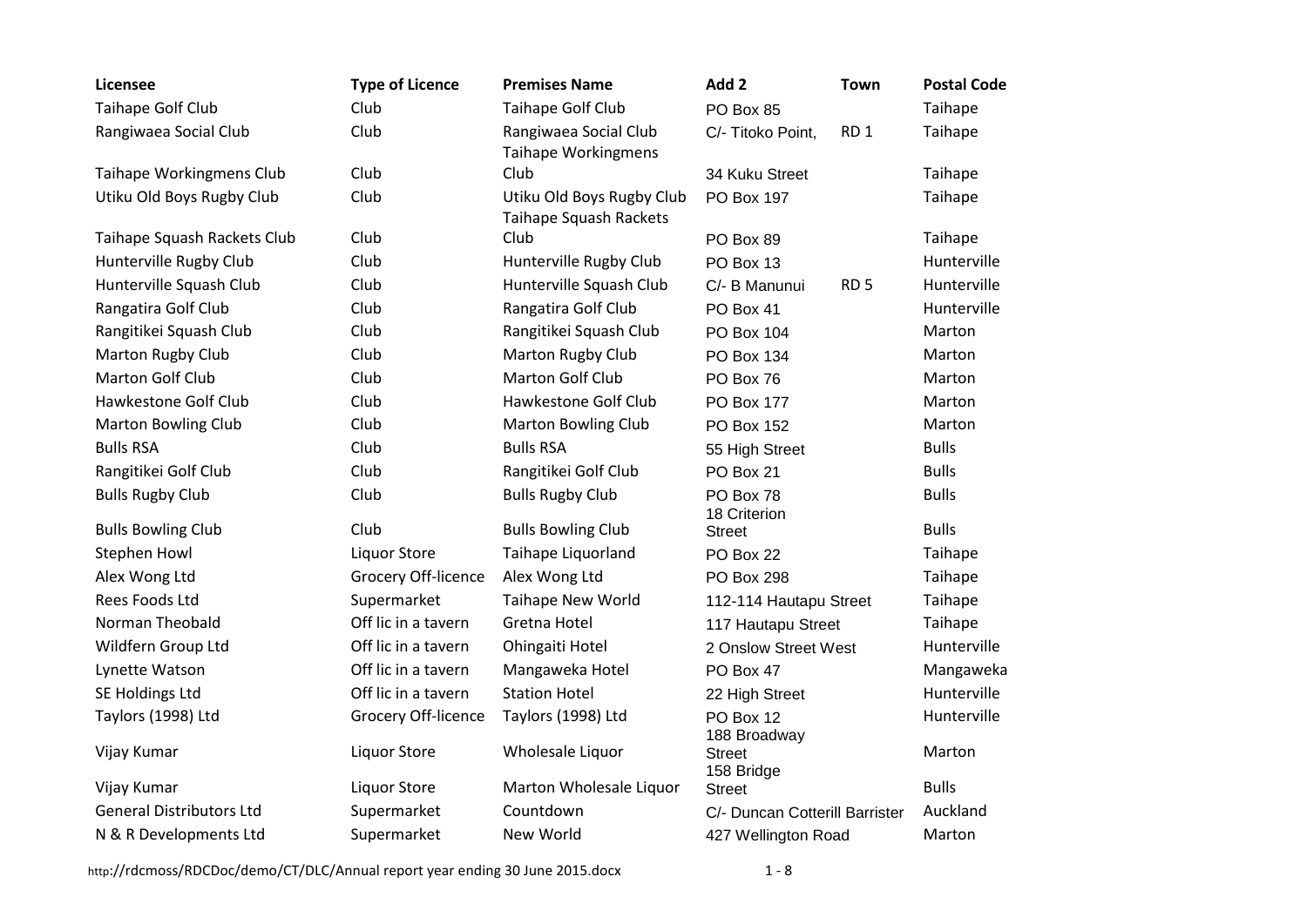| Licensee | Type of Licence | Premises Name | Add 2 | Town | Postal Code |
|---|---|---|---|---|---|
| Taihape Golf Club | Club | Taihape Golf Club | PO Box 85 | | Taihape |
| Rangiwaea Social Club | Club | Rangiwaea Social Club | C/- Titoko Point, | RD 1 | Taihape |
| Taihape Workingmens Club | Club | Taihape Workingmens Club | 34 Kuku Street | | Taihape |
| Utiku Old Boys Rugby Club | Club | Utiku Old Boys Rugby Club | PO Box 197 | | Taihape |
| Taihape Squash Rackets Club | Club | Taihape Squash Rackets Club | PO Box 89 | | Taihape |
| Hunterville Rugby Club | Club | Hunterville Rugby Club | PO Box 13 | | Hunterville |
| Hunterville Squash Club | Club | Hunterville Squash Club | C/- B Manunui | RD 5 | Hunterville |
| Rangatira Golf Club | Club | Rangatira Golf Club | PO Box 41 | | Hunterville |
| Rangitikei Squash Club | Club | Rangitikei Squash Club | PO Box 104 | | Marton |
| Marton Rugby Club | Club | Marton Rugby Club | PO Box 134 | | Marton |
| Marton Golf Club | Club | Marton Golf Club | PO Box 76 | | Marton |
| Hawkestone Golf Club | Club | Hawkestone Golf Club | PO Box 177 | | Marton |
| Marton Bowling Club | Club | Marton Bowling Club | PO Box 152 | | Marton |
| Bulls RSA | Club | Bulls RSA | 55 High Street | | Bulls |
| Rangitikei Golf Club | Club | Rangitikei Golf Club | PO Box 21 | | Bulls |
| Bulls Rugby Club | Club | Bulls Rugby Club | PO Box 78 | | Bulls |
| Bulls Bowling Club | Club | Bulls Bowling Club | 18 Criterion Street | | Bulls |
| Stephen Howl | Liquor Store | Taihape Liquorland | PO Box 22 | | Taihape |
| Alex Wong Ltd | Grocery Off-licence | Alex Wong Ltd | PO Box 298 | | Taihape |
| Rees Foods Ltd | Supermarket | Taihape New World | 112-114 Hautapu Street | | Taihape |
| Norman Theobald | Off lic in a tavern | Gretna Hotel | 117 Hautapu Street | | Taihape |
| Wildfern Group Ltd | Off lic in a tavern | Ohingaiti Hotel | 2 Onslow Street West | | Hunterville |
| Lynette Watson | Off lic in a tavern | Mangaweka Hotel | PO Box 47 | | Mangaweka |
| SE Holdings Ltd | Off lic in a tavern | Station Hotel | 22 High Street | | Hunterville |
| Taylors (1998) Ltd | Grocery Off-licence | Taylors (1998) Ltd | PO Box 12 | | Hunterville |
| Vijay Kumar | Liquor Store | Wholesale Liquor | 188 Broadway Street | | Marton |
| Vijay Kumar | Liquor Store | Marton Wholesale Liquor | 158 Bridge Street | | Bulls |
| General Distributors Ltd | Supermarket | Countdown | C/- Duncan Cotterill Barrister | | Auckland |
| N & R Developments Ltd | Supermarket | New World | 427 Wellington Road | | Marton |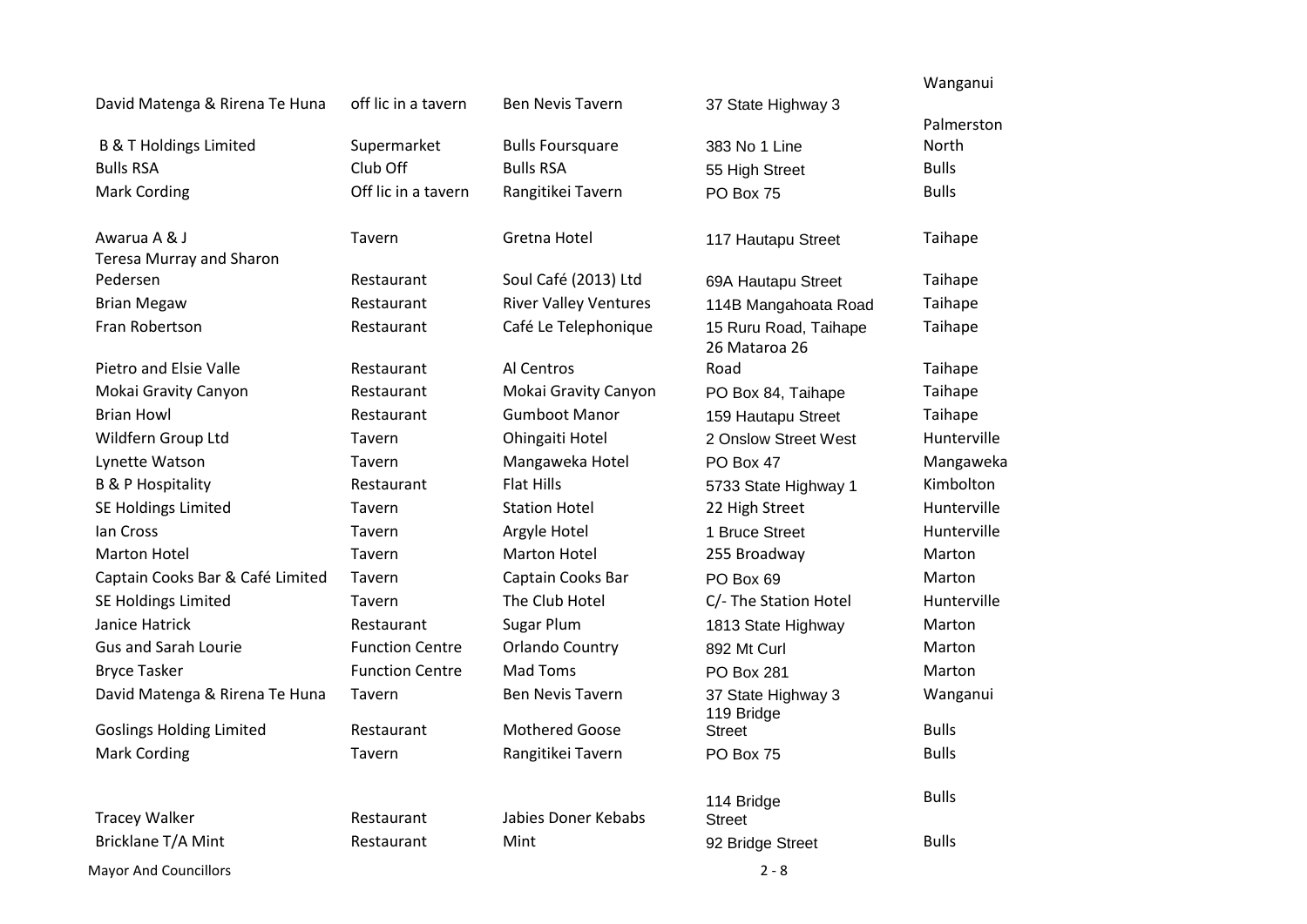| | | | | |
|---|---|---|---|---|
| David Matenga & Rirena Te Huna | off lic in a tavern | Ben Nevis Tavern | 37 State Highway 3 | Wanganui |
| B & T Holdings Limited | Supermarket | Bulls Foursquare | 383 No 1 Line | Palmerston North |
| Bulls RSA | Club Off | Bulls RSA | 55 High Street | Bulls |
| Mark Cording | Off lic in a tavern | Rangitikei Tavern | PO Box 75 | Bulls |
| Awarua A & J | Tavern | Gretna Hotel | 117 Hautapu Street | Taihape |
| Teresa Murray and Sharon Pedersen | Restaurant | Soul Café (2013) Ltd | 69A Hautapu Street | Taihape |
| Brian Megaw | Restaurant | River Valley Ventures | 114B Mangahoata Road | Taihape |
| Fran Robertson | Restaurant | Café Le Telephonique | 15 Ruru Road, Taihape | Taihape |
| Pietro and Elsie Valle | Restaurant | Al Centros | 26 Mataroa 26 Road | Taihape |
| Mokai Gravity Canyon | Restaurant | Mokai Gravity Canyon | PO Box 84, Taihape | Taihape |
| Brian Howl | Restaurant | Gumboot Manor | 159 Hautapu Street | Taihape |
| Wildfern Group Ltd | Tavern | Ohingaiti Hotel | 2 Onslow Street West | Hunterville |
| Lynette Watson | Tavern | Mangaweka Hotel | PO Box 47 | Mangaweka |
| B & P Hospitality | Restaurant | Flat Hills | 5733 State Highway 1 | Kimbolton |
| SE Holdings Limited | Tavern | Station Hotel | 22 High Street | Hunterville |
| Ian Cross | Tavern | Argyle Hotel | 1 Bruce Street | Hunterville |
| Marton Hotel | Tavern | Marton Hotel | 255 Broadway | Marton |
| Captain Cooks Bar & Café Limited | Tavern | Captain Cooks Bar | PO Box 69 | Marton |
| SE Holdings Limited | Tavern | The Club Hotel | C/- The Station Hotel | Hunterville |
| Janice Hatrick | Restaurant | Sugar Plum | 1813 State Highway | Marton |
| Gus and Sarah Lourie | Function Centre | Orlando Country | 892 Mt Curl | Marton |
| Bryce Tasker | Function Centre | Mad Toms | PO Box 281 | Marton |
| David Matenga & Rirena Te Huna | Tavern | Ben Nevis Tavern | 37 State Highway 3 | Wanganui |
| Goslings Holding Limited | Restaurant | Mothered Goose | 119 Bridge Street | Bulls |
| Mark Cording | Tavern | Rangitikei Tavern | PO Box 75 | Bulls |
| Tracey Walker | Restaurant | Jabies Doner Kebabs | 114 Bridge Street | Bulls |
| Bricklane T/A Mint | Restaurant | Mint | 92 Bridge Street | Bulls |